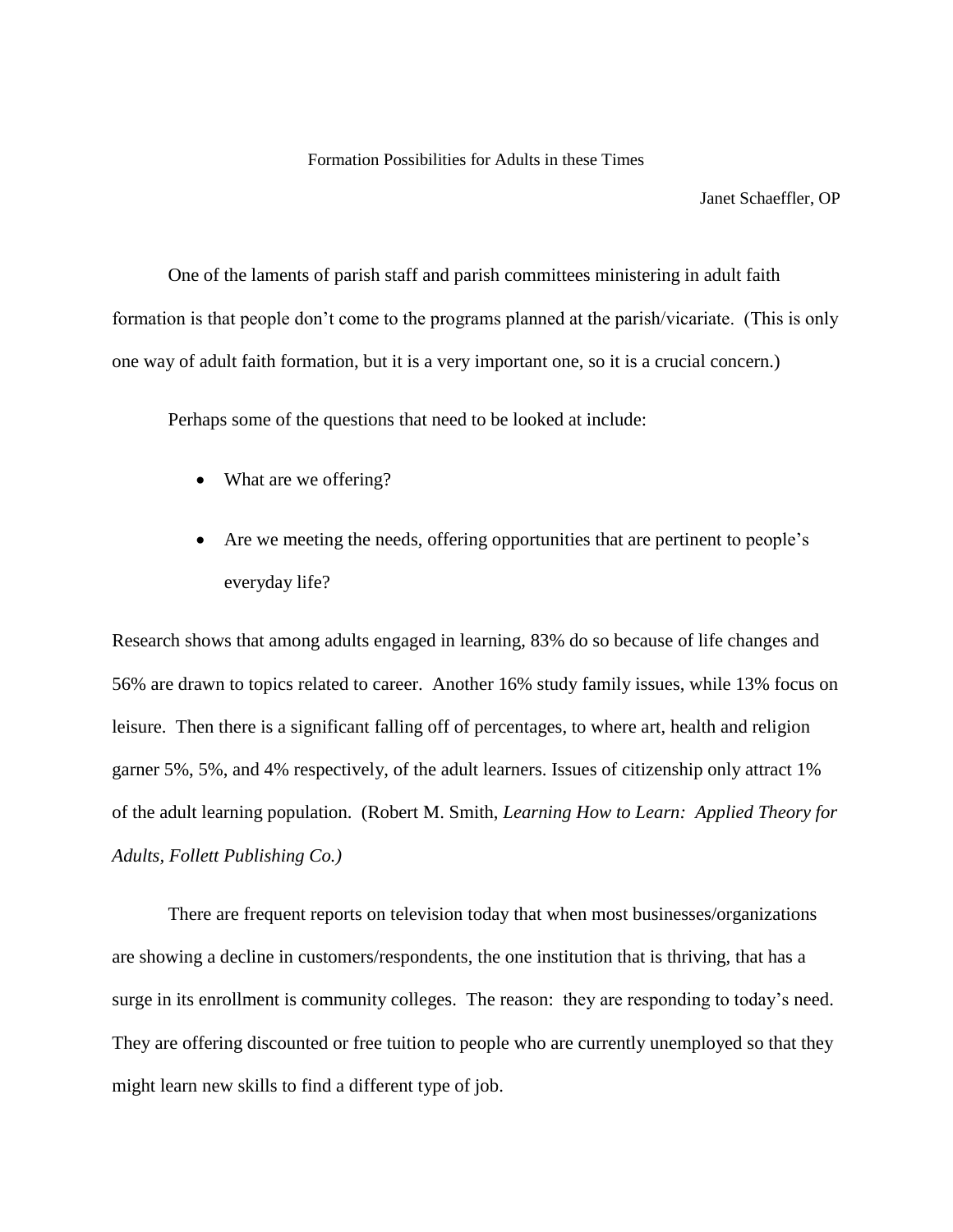# Formation Possibilities for Adults in these Times

Janet Schaeffler, OP

One of the laments of parish staff and parish committees ministering in adult faith formation is that people don't come to the programs planned at the parish/vicariate. (This is only one way of adult faith formation, but it is a very important one, so it is a crucial concern.)

Perhaps some of the questions that need to be looked at include:

- What are we offering?
- Are we meeting the needs, offering opportunities that are pertinent to people's everyday life?

Research shows that among adults engaged in learning, 83% do so because of life changes and 56% are drawn to topics related to career. Another 16% study family issues, while 13% focus on leisure. Then there is a significant falling off of percentages, to where art, health and religion garner 5%, 5%, and 4% respectively, of the adult learners. Issues of citizenship only attract 1% of the adult learning population. (Robert M. Smith, *Learning How to Learn: Applied Theory for Adults, Follett Publishing Co.)*

There are frequent reports on television today that when most businesses/organizations are showing a decline in customers/respondents, the one institution that is thriving, that has a surge in its enrollment is community colleges. The reason: they are responding to today's need. They are offering discounted or free tuition to people who are currently unemployed so that they might learn new skills to find a different type of job.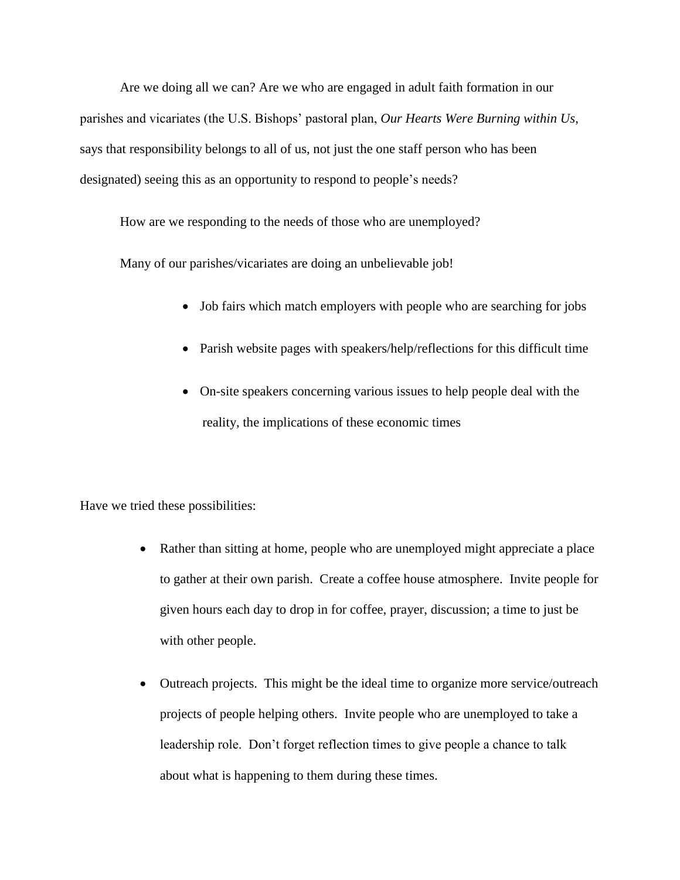Are we doing all we can? Are we who are engaged in adult faith formation in our parishes and vicariates (the U.S. Bishops' pastoral plan, *Our Hearts Were Burning within Us*, says that responsibility belongs to all of us, not just the one staff person who has been designated) seeing this as an opportunity to respond to people's needs?

How are we responding to the needs of those who are unemployed?

Many of our parishes/vicariates are doing an unbelievable job!

- Job fairs which match employers with people who are searching for jobs
- Parish website pages with speakers/help/reflections for this difficult time
- On-site speakers concerning various issues to help people deal with the reality, the implications of these economic times

Have we tried these possibilities:

- Rather than sitting at home, people who are unemployed might appreciate a place to gather at their own parish. Create a coffee house atmosphere. Invite people for given hours each day to drop in for coffee, prayer, discussion; a time to just be with other people.
- Outreach projects. This might be the ideal time to organize more service/outreach projects of people helping others. Invite people who are unemployed to take a leadership role. Don't forget reflection times to give people a chance to talk about what is happening to them during these times.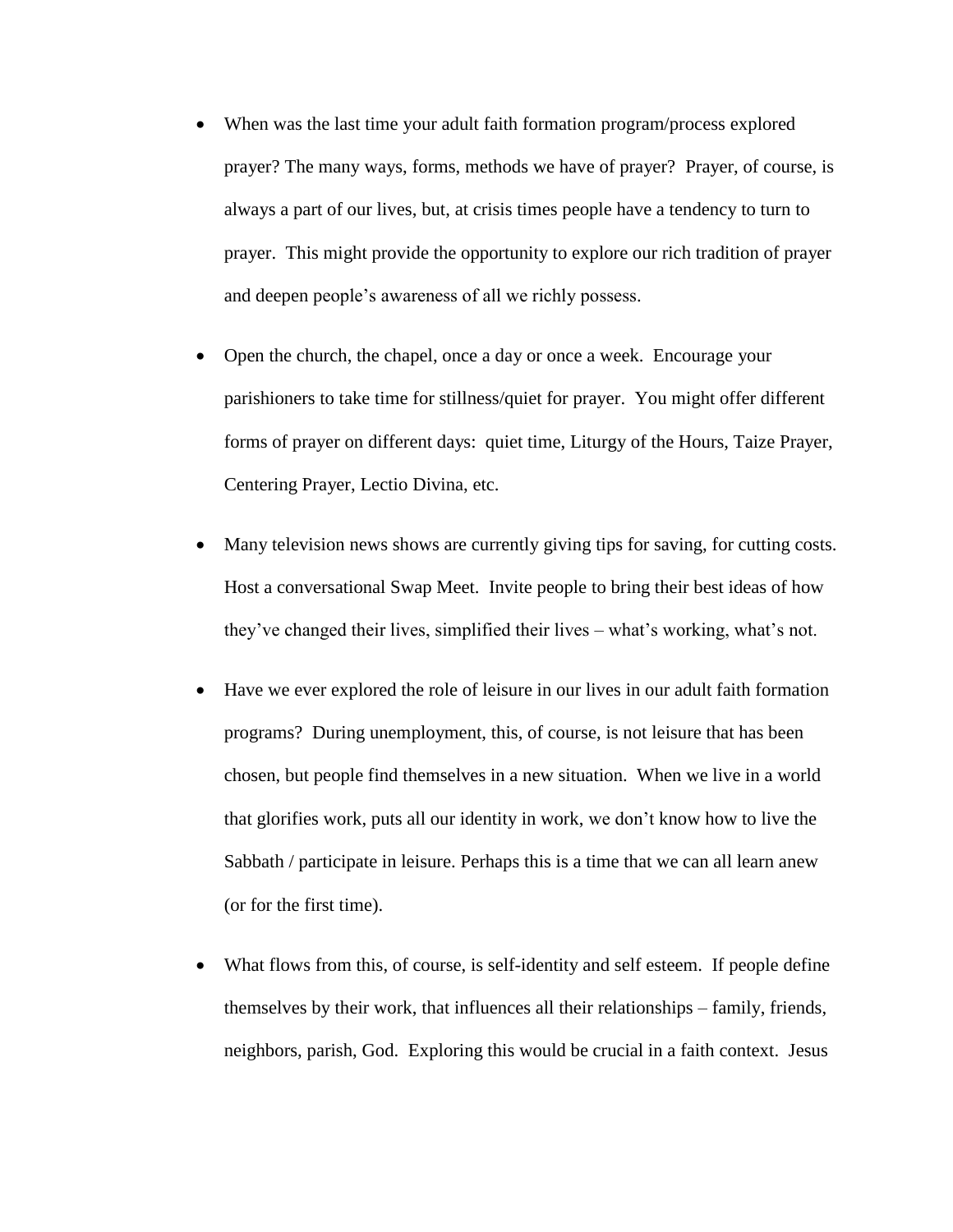- When was the last time your adult faith formation program/process explored prayer? The many ways, forms, methods we have of prayer? Prayer, of course, is always a part of our lives, but, at crisis times people have a tendency to turn to prayer. This might provide the opportunity to explore our rich tradition of prayer and deepen people's awareness of all we richly possess.

- Open the church, the chapel, once a day or once a week. Encourage your parishioners to take time for stillness/quiet for prayer. You might offer different forms of prayer on different days: quiet time, Liturgy of the Hours, Taize Prayer, Centering Prayer, Lectio Divina, etc.

- Many television news shows are currently giving tips for saving, for cutting costs. Host a conversational Swap Meet. Invite people to bring their best ideas of how they've changed their lives, simplified their lives – what's working, what's not.

- Have we ever explored the role of leisure in our lives in our adult faith formation programs? During unemployment, this, of course, is not leisure that has been chosen, but people find themselves in a new situation. When we live in a world that glorifies work, puts all our identity in work, we don't know how to live the Sabbath / participate in leisure. Perhaps this is a time that we can all learn anew (or for the first time).

- What flows from this, of course, is self-identity and self esteem. If people define themselves by their work, that influences all their relationships – family, friends, neighbors, parish, God. Exploring this would be crucial in a faith context. Jesus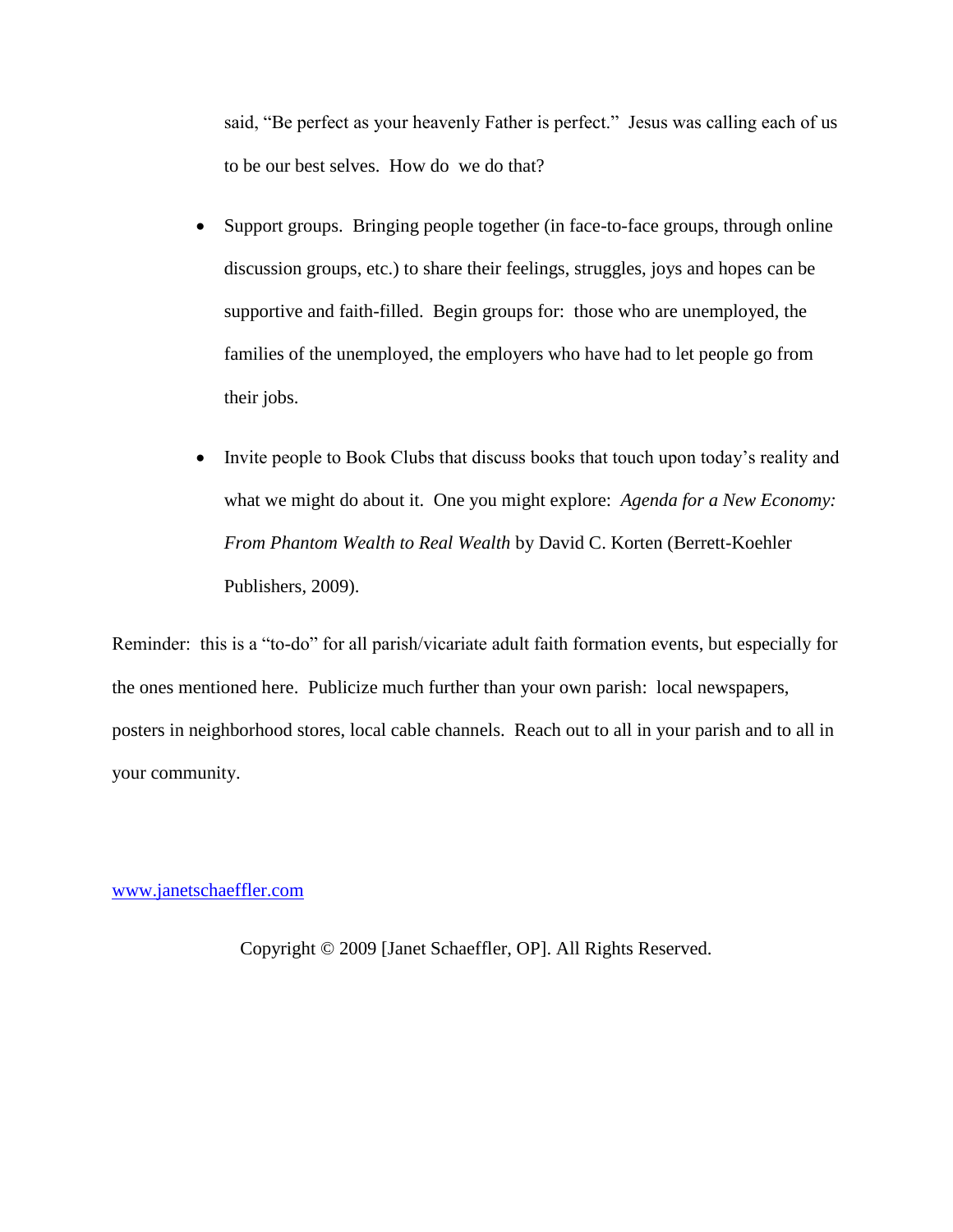said, "Be perfect as your heavenly Father is perfect." Jesus was calling each of us to be our best selves. How do we do that?

- Support groups. Bringing people together (in face-to-face groups, through online discussion groups, etc.) to share their feelings, struggles, joys and hopes can be supportive and faith-filled. Begin groups for: those who are unemployed, the families of the unemployed, the employers who have had to let people go from their jobs.

- Invite people to Book Clubs that discuss books that touch upon today's reality and what we might do about it. One you might explore: *Agenda for a New Economy: From Phantom Wealth to Real Wealth* by David C. Korten (Berrett-Koehler Publishers, 2009).

Reminder: this is a "to-do" for all parish/vicariate adult faith formation events, but especially for the ones mentioned here. Publicize much further than your own parish: local newspapers, posters in neighborhood stores, local cable channels. Reach out to all in your parish and to all in your community.

[www.janetschaeffler.com](http://www.janetschaeffler.com)

Copyright © 2009 [Janet Schaeffler, OP]. All Rights Reserved.